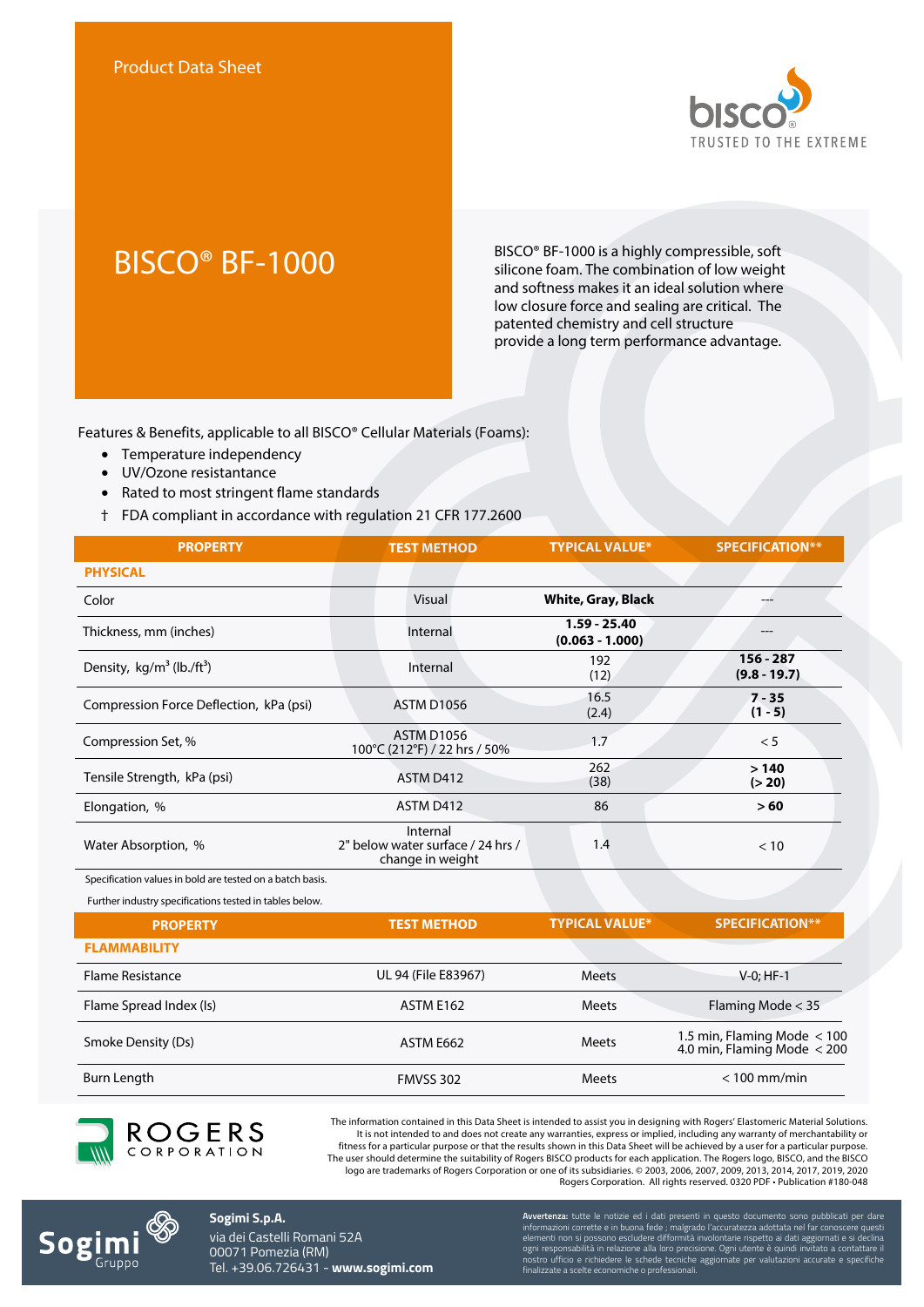Product Data Sheet

bisco® TRUSTED TO THE EXTREME

# BISCO® BF-1000

BISCO® BF-1000 is a highly compressible, soft silicone foam. The combination of low weight and softness makes it an ideal solution where low closure force and sealing are critical. The patented chemistry and cell structure provide a long term performance advantage.

Features & Benefits, applicable to all BISCO® Cellular Materials (Foams):

- Temperature independency
- UV/Ozone resistantance
- Rated to most stringent flame standards

† FDA compliant in accordance with regulation 21 CFR 177.2600

| PROPERTY | TEST METHOD | TYPICAL VALUE* | SPECIFICATION** |
|---|---|---|---|
| **PHYSICAL** | | | |
| Color | Visual | **White, Gray, Black** | --- |
| Thickness, mm (inches) | Internal | **1.59 - 25.40 (0.063 - 1.000)** | --- |
| Density, kg/m$^3$ (lb./ft$^3$) | Internal | 192 (12) | **156 - 287 (9.8 - 19.7)** |
| Compression Force Deflection, kPa (psi) | ASTM D1056 | 16.5 (2.4) | **7 - 35 (1 - 5)** |
| Compression Set, % | ASTM D1056 100°C (212°F) / 22 hrs / 50% | 1.7 | < 5 |
| Tensile Strength, kPa (psi) | ASTM D412 | 262 (38) | **> 140 (> 20)** |
| Elongation, % | ASTM D412 | 86 | **> 60** |
| Water Absorption, % | Internal 2" below water surface / 24 hrs / change in weight | 1.4 | < 10 |

Specification values in bold are tested on a batch basis.

Further industry specifications tested in tables below.

| PROPERTY | TEST METHOD | TYPICAL VALUE* | SPECIFICATION** |
|---|---|---|---|
| **FLAMMABILITY** | | | |
| Flame Resistance | UL 94 (File E83967) | Meets | V-0; HF-1 |
| Flame Spread Index (Is) | ASTM E162 | Meets | Flaming Mode < 35 |
| Smoke Density (Ds) | ASTM E662 | Meets | 1.5 min, Flaming Mode < 100<br>4.0 min, Flaming Mode < 200 |
| Burn Length | FMVSS 302 | Meets | < 100 mm/min |

ROGERS CORPORATION

The information contained in this Data Sheet is intended to assist you in designing with Rogers' Elastomeric Material Solutions. It is not intended to and does not create any warranties, express or implied, including any warranty of merchantability or fitness for a particular purpose or that the results shown in this Data Sheet will be achieved by a user for a particular purpose. The user should determine the suitability of Rogers BISCO products for each application. The Rogers logo, BISCO, and the BISCO logo are trademarks of Rogers Corporation or one of its subsidiaries. © 2003, 2006, 2007, 2009, 2013, 2014, 2017, 2019, 2020 Rogers Corporation. All rights reserved. 0320 PDF • Publication #180-048

Sogimi Gruppo

**Sogimi S.p.A.**
via dei Castelli Romani 52A
00071 Pomezia (RM)
Tel. +39.06.726431 - **www.sogimi.com**

**Avvertenza:** tutte le notizie ed i dati presenti in questo documento sono pubblicati per dare informazioni corrette e in buona fede ; malgrado l'accuratezza adottata nel far conoscere questi elementi non si possono escludere difformità involontarie rispetto ai dati aggiornati e si declina ogni responsabilità in relazione alla loro precisione. Ogni utente è quindi invitato a contattare il nostro ufficio e richiedere le schede tecniche aggiornate per valutazioni accurate e specifiche finalizzate a scelte economiche o professionali.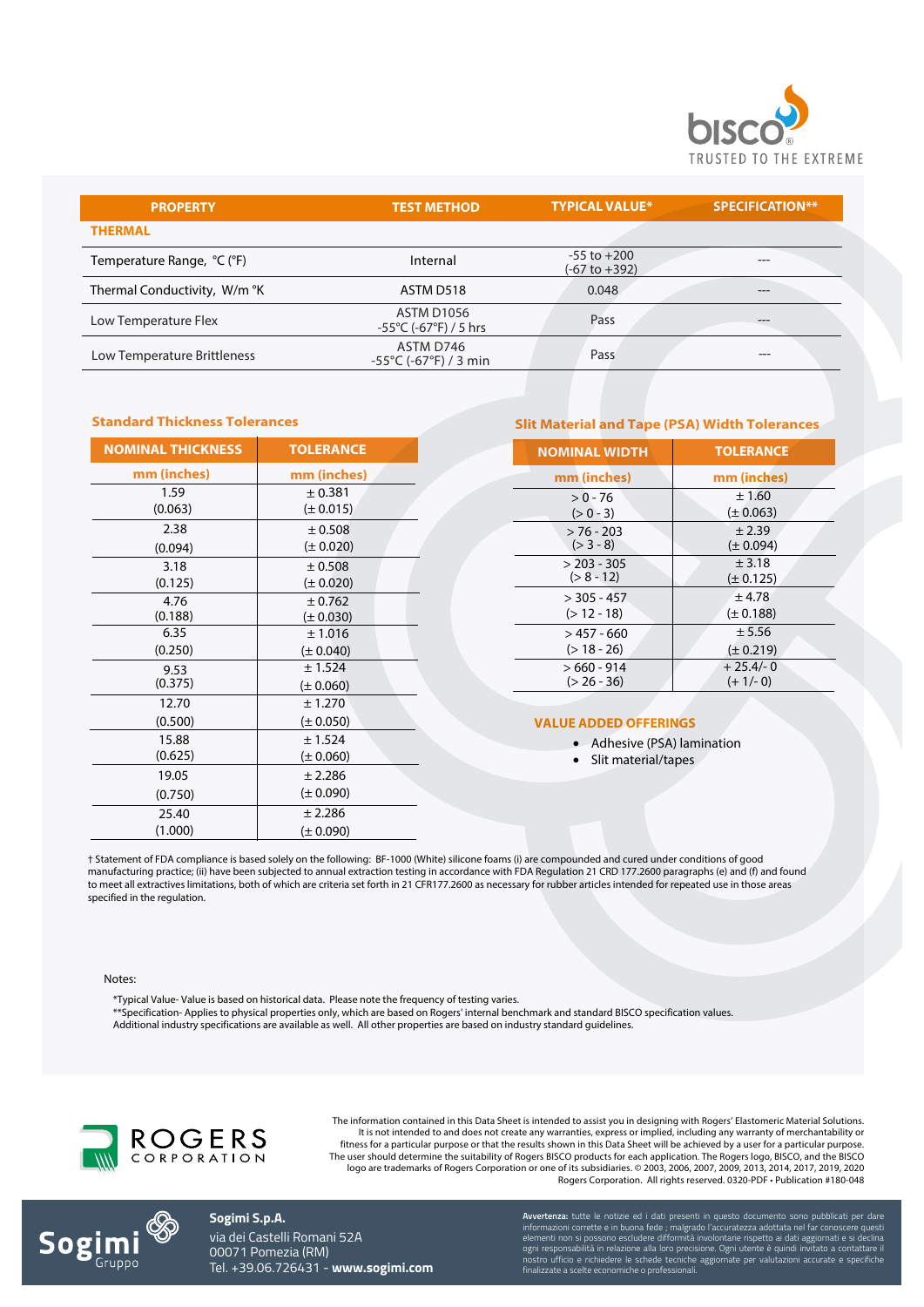| PROPERTY | TEST METHOD | TYPICAL VALUE* | SPECIFICATION** |
|---|---|---|---|
| **THERMAL** | | | |
| Temperature Range, °C (°F) | Internal | -55 to +200 (-67 to +392) | --- |
| Thermal Conductivity, W/m °K | ASTM D518 | 0.048 | --- |
| Low Temperature Flex | ASTM D1056 -55°C (-67°F) / 5 hrs | Pass | --- |
| Low Temperature Brittleness | ASTM D746 -55°C (-67°F) / 3 min | Pass | --- |

### Standard Thickness Tolerances

| NOMINAL THICKNESS | TOLERANCE |
|---|---|
| mm (inches) | mm (inches) |
| 1.59 (0.063) | ± 0.381 (± 0.015) |
| 2.38 (0.094) | ± 0.508 (± 0.020) |
| 3.18 (0.125) | ± 0.508 (± 0.020) |
| 4.76 (0.188) | ± 0.762 (± 0.030) |
| 6.35 (0.250) | ± 1.016 (± 0.040) |
| 9.53 (0.375) | ± 1.524 (± 0.060) |
| 12.70 (0.500) | ± 1.270 (± 0.050) |
| 15.88 (0.625) | ± 1.524 (± 0.060) |
| 19.05 (0.750) | ± 2.286 (± 0.090) |
| 25.40 (1.000) | ± 2.286 (± 0.090) |

### Slit Material and Tape (PSA) Width Tolerances

| NOMINAL WIDTH | TOLERANCE |
|---|---|
| mm (inches) | mm (inches) |
| > 0 - 76 (> 0 - 3) | ± 1.60 (± 0.063) |
| > 76 - 203 (> 3 - 8) | ± 2.39 (± 0.094) |
| > 203 - 305 (> 8 - 12) | ± 3.18 (± 0.125) |
| > 305 - 457 (> 12 - 18) | ± 4.78 (± 0.188) |
| > 457 - 660 (> 18 - 26) | ± 5.56 (± 0.219) |
| > 660 - 914 (> 26 - 36) | + 25.4/- 0 (+ 1/- 0) |

### VALUE ADDED OFFERINGS

- Adhesive (PSA) lamination
- Slit material/tapes

† Statement of FDA compliance is based solely on the following: BF-1000 (White) silicone foams (i) are compounded and cured under conditions of good manufacturing practice; (ii) have been subjected to annual extraction testing in accordance with FDA Regulation 21 CRD 177.2600 paragraphs (e) and (f) and found to meet all extractives limitations, both of which are criteria set forth in 21 CFR177.2600 as necessary for rubber articles intended for repeated use in those areas specified in the regulation.

Notes:

*Typical Value- Value is based on historical data. Please note the frequency of testing varies.
**Specification- Applies to physical properties only, which are based on Rogers' internal benchmark and standard BISCO specification values. Additional industry specifications are available as well. All other properties are based on industry standard guidelines.

The information contained in this Data Sheet is intended to assist you in designing with Rogers' Elastomeric Material Solutions. It is not intended to and does not create any warranties, express or implied, including any warranty of merchantability or fitness for a particular purpose or that the results shown in this Data Sheet will be achieved by a user for a particular purpose. The user should determine the suitability of Rogers BISCO products for each application. The Rogers logo, BISCO, and the BISCO logo are trademarks of Rogers Corporation or one of its subsidiaries. © 2003, 2006, 2007, 2009, 2013, 2014, 2017, 2019, 2020 Rogers Corporation. All rights reserved. 0320-PDF • Publication #180-048

**Sogimi S.p.A.**
via dei Castelli Romani 52A
00071 Pomezia (RM)
Tel. +39.06.726431 - **www.sogimi.com**

**Avvertenza:** tutte le notizie ed i dati presenti in questo documento sono pubblicati per dare informazioni corrette e in buona fede ; malgrado l'accuratezza adottata nel far conoscere questi elementi non si possono escludere difformità involontarie rispetto ai dati aggiornati e si declina ogni responsabilità in relazione alla loro precisione. Ogni utente è quindi invitato a contattare il nostro ufficio e richiedere le schede tecniche aggiornate per valutazioni accurate e specifiche finalizzate a scelte economiche o professionali.